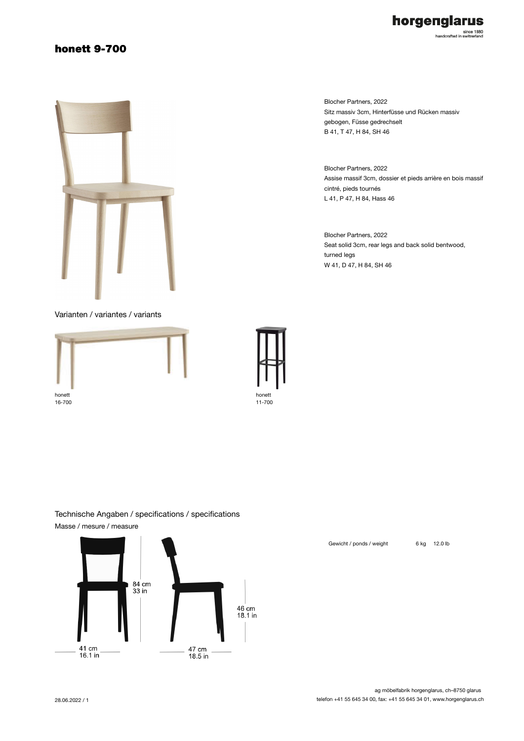# honett 9-700

Blocher Partners, 2022
Sitz massiv 3cm, Hinterfüsse und Rücken massiv gebogen, Füsse gedrechselt
B 41, T 47, H 84, SH 46

Blocher Partners, 2022
Assise massif 3cm, dossier et pieds arrière en bois massif cintré, pieds tournés
L 41, P 47, H 84, Hass 46

Blocher Partners, 2022
Seat solid 3cm, rear legs and back solid bentwood, turned legs
W 41, D 47, H 84, SH 46

Varianten / variantes / variants

honett
16-700

honett
11-700

## Technische Angaben / specifications / specifications

Masse / mesure / measure

84 cm
33 in

46 cm
18.1 in

41 cm
16.1 in

47 cm
18.5 in

| Gewicht / ponds / weight | 6 kg | 12.0 lb |
|---|---|---|

28.06.2022 / 1

ag möbelfabrik horgenglarus, ch–8750 glarus
telefon +41 55 645 34 00, fax: +41 55 645 34 01, www.horgenglarus.ch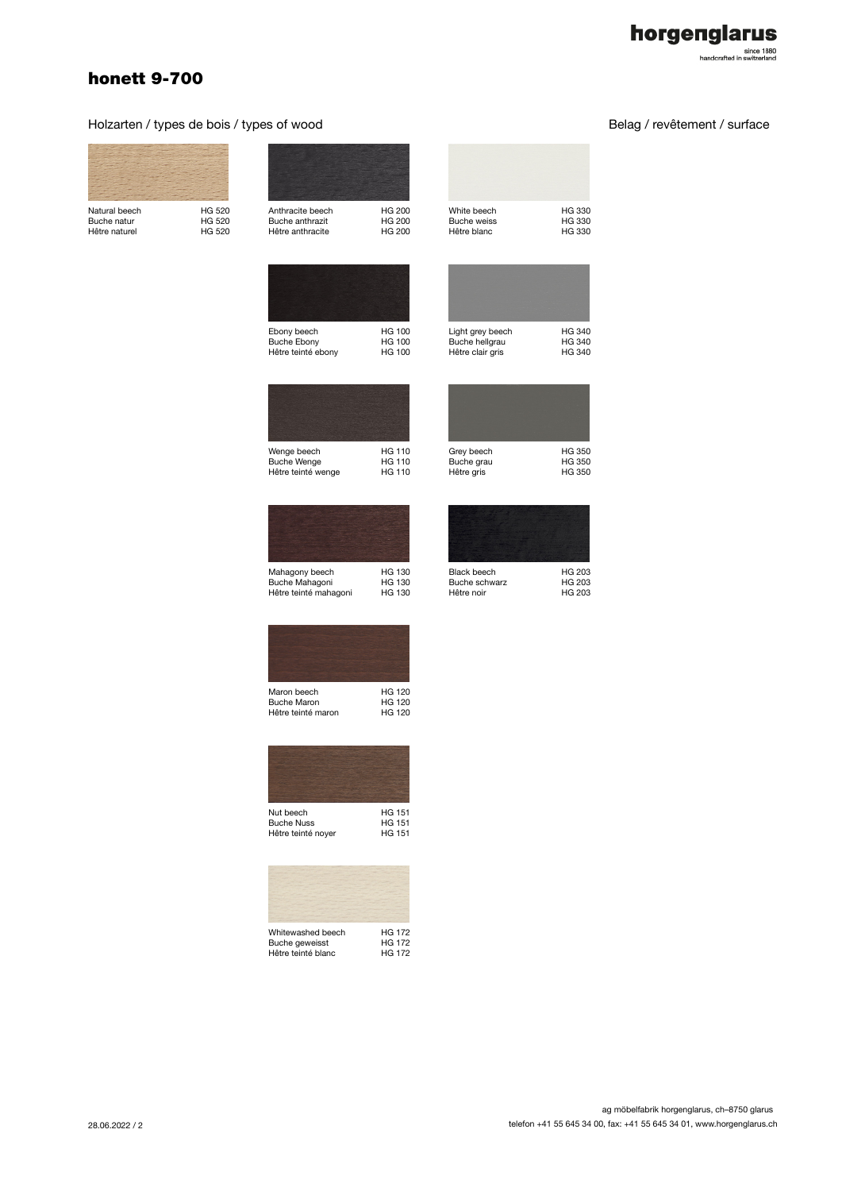# honett 9-700

## Holzarten / types de bois / types of wood

Natural beech HG 520
Buche natur HG 520
Hêtre naturel HG 520

Anthracite beech HG 200
Buche anthrazit HG 200
Hêtre anthracite HG 200

Ebony beech HG 100
Buche Ebony HG 100
Hêtre teinté ebony HG 100

Wenge beech HG 110
Buche Wenge HG 110
Hêtre teinté wenge HG 110

Mahagony beech HG 130
Buche Mahagoni HG 130
Hêtre teinté mahagoni HG 130

Maron beech HG 120
Buche Maron HG 120
Hêtre teinté maron HG 120

Nut beech HG 151
Buche Nuss HG 151
Hêtre teinté noyer HG 151

Whitewashed beech HG 172
Buche geweisst HG 172
Hêtre teinté blanc HG 172

White beech HG 330
Buche weiss HG 330
Hêtre blanc HG 330

Light grey beech HG 340
Buche hellgrau HG 340
Hêtre clair gris HG 340

Grey beech HG 350
Buche grau HG 350
Hêtre gris HG 350

Black beech HG 203
Buche schwarz HG 203
Hêtre noir HG 203

## Belag / revêtement / surface

28.06.2022 / 2

ag möbelfabrik horgenglarus, ch–8750 glarus
telefon +41 55 645 34 00, fax: +41 55 645 34 01, www.horgenglarus.ch